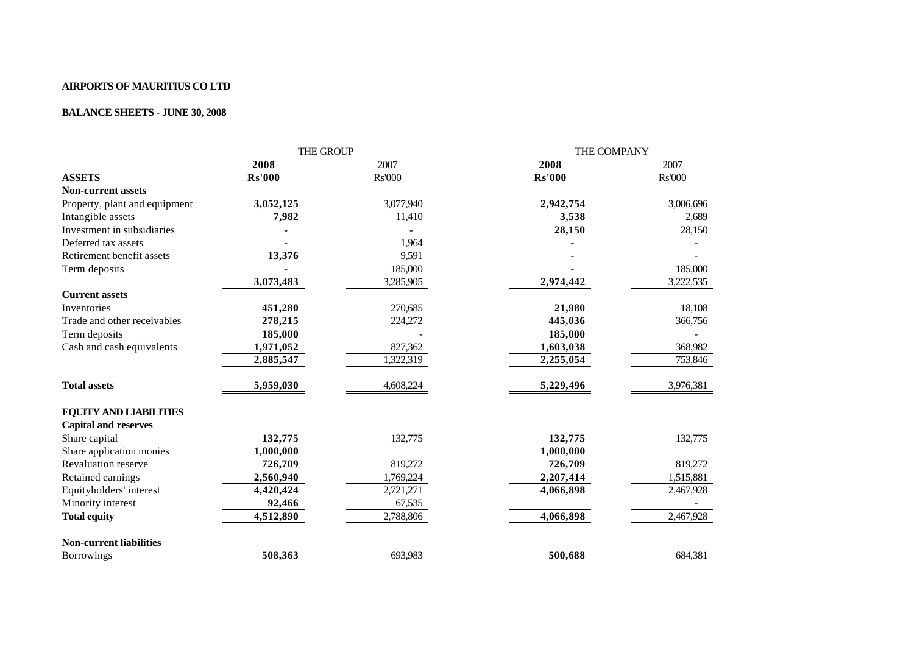**AIRPORTS OF MAURITIUS CO LTD**

**BALANCE SHEETS - JUNE 30, 2008**

| | THE GROUP | | THE COMPANY | |
|---|---|---|---|---|
| | **2008** | 2007 | **2008** | 2007 |
| **ASSETS** | **Rs'000** | Rs'000 | **Rs'000** | Rs'000 |
| **Non-current assets** | | | | |
| Property, plant and equipment | **3,052,125** | 3,077,940 | **2,942,754** | 3,006,696 |
| Intangible assets | **7,982** | 11,410 | **3,538** | 2,689 |
| Investment in subsidiaries | **-** | - | **28,150** | 28,150 |
| Deferred tax assets | **-** | 1,964 | **-** | - |
| Retirement benefit assets | **13,376** | 9,591 | **-** | - |
| Term deposits | **-** | 185,000 | **-** | 185,000 |
| | **3,073,483** | 3,285,905 | **2,974,442** | 3,222,535 |
| **Current assets** | | | | |
| Inventories | **451,280** | 270,685 | **21,980** | 18,108 |
| Trade and other receivables | **278,215** | 224,272 | **445,036** | 366,756 |
| Term deposits | **185,000** | - | **185,000** | - |
| Cash and cash equivalents | **1,971,052** | 827,362 | **1,603,038** | 368,982 |
| | **2,885,547** | 1,322,319 | **2,255,054** | 753,846 |
| **Total assets** | **5,959,030** | 4,608,224 | **5,229,496** | 3,976,381 |
| **EQUITY AND LIABILITIES** | | | | |
| **Capital and reserves** | | | | |
| Share capital | **132,775** | 132,775 | **132,775** | 132,775 |
| Share application monies | **1,000,000** | | **1,000,000** | |
| Revaluation reserve | **726,709** | 819,272 | **726,709** | 819,272 |
| Retained earnings | **2,560,940** | 1,769,224 | **2,207,414** | 1,515,881 |
| Equityholders' interest | **4,420,424** | 2,721,271 | **4,066,898** | 2,467,928 |
| Minority interest | **92,466** | 67,535 | | - |
| **Total equity** | **4,512,890** | 2,788,806 | **4,066,898** | 2,467,928 |
| **Non-current liabilities** | | | | |
| Borrowings | **508,363** | 693,983 | **500,688** | 684,381 |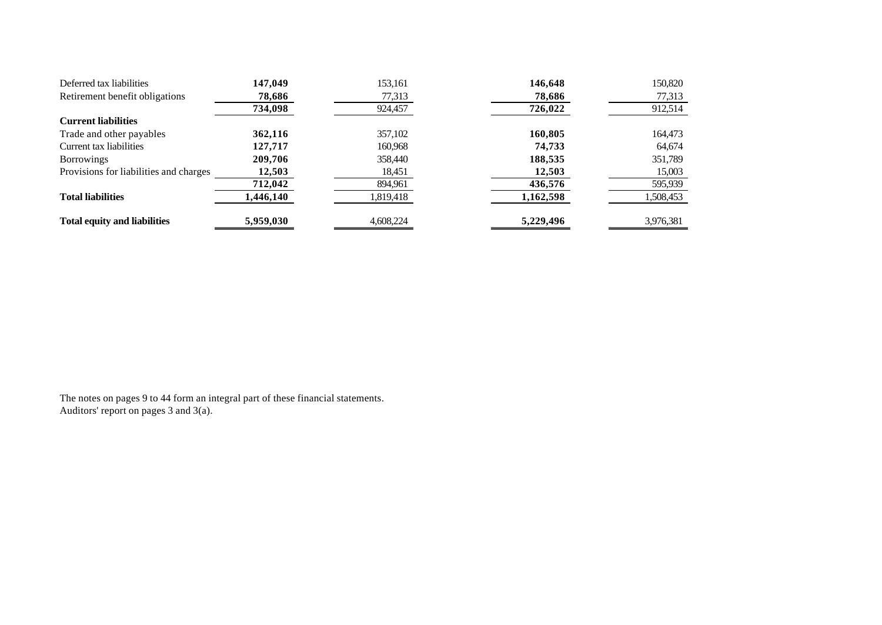| | | | | |
|---|---|---|---|---|
| Deferred tax liabilities | **147,049** | 153,161 | **146,648** | 150,820 |
| Retirement benefit obligations | **78,686** | 77,313 | **78,686** | 77,313 |
| | **734,098** | 924,457 | **726,022** | 912,514 |
| **Current liabilities** | | | | |
| Trade and other payables | **362,116** | 357,102 | **160,805** | 164,473 |
| Current tax liabilities | **127,717** | 160,968 | **74,733** | 64,674 |
| Borrowings | **209,706** | 358,440 | **188,535** | 351,789 |
| Provisions for liabilities and charges | **12,503** | 18,451 | **12,503** | 15,003 |
| | **712,042** | 894,961 | **436,576** | 595,939 |
| **Total liabilities** | **1,446,140** | 1,819,418 | **1,162,598** | 1,508,453 |
| **Total equity and liabilities** | **5,959,030** | 4,608,224 | **5,229,496** | 3,976,381 |

The notes on pages 9 to 44 form an integral part of these financial statements.
Auditors' report on pages 3 and 3(a).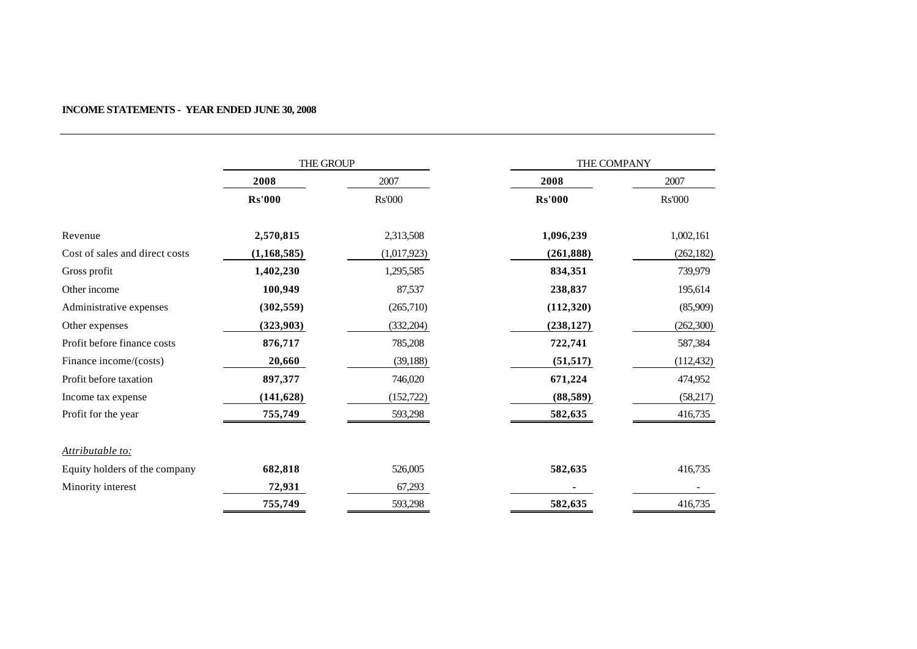**INCOME STATEMENTS - YEAR ENDED JUNE 30, 2008**

| | THE GROUP | | THE COMPANY | |
|---|---|---|---|---|
| | **2008** | 2007 | **2008** | 2007 |
| | **Rs'000** | Rs'000 | **Rs'000** | Rs'000 |
| Revenue | **2,570,815** | 2,313,508 | **1,096,239** | 1,002,161 |
| Cost of sales and direct costs | **(1,168,585)** | (1,017,923) | **(261,888)** | (262,182) |
| Gross profit | **1,402,230** | 1,295,585 | **834,351** | 739,979 |
| Other income | **100,949** | 87,537 | **238,837** | 195,614 |
| Administrative expenses | **(302,559)** | (265,710) | **(112,320)** | (85,909) |
| Other expenses | **(323,903)** | (332,204) | **(238,127)** | (262,300) |
| Profit before finance costs | **876,717** | 785,208 | **722,741** | 587,384 |
| Finance income/(costs) | **20,660** | (39,188) | **(51,517)** | (112,432) |
| Profit before taxation | **897,377** | 746,020 | **671,224** | 474,952 |
| Income tax expense | **(141,628)** | (152,722) | **(88,589)** | (58,217) |
| Profit for the year | **755,749** | 593,298 | **582,635** | 416,735 |
| *Attributable to:* | | | | |
| Equity holders of the company | **682,818** | 526,005 | **582,635** | 416,735 |
| Minority interest | **72,931** | 67,293 | **-** | - |
| | **755,749** | 593,298 | **582,635** | 416,735 |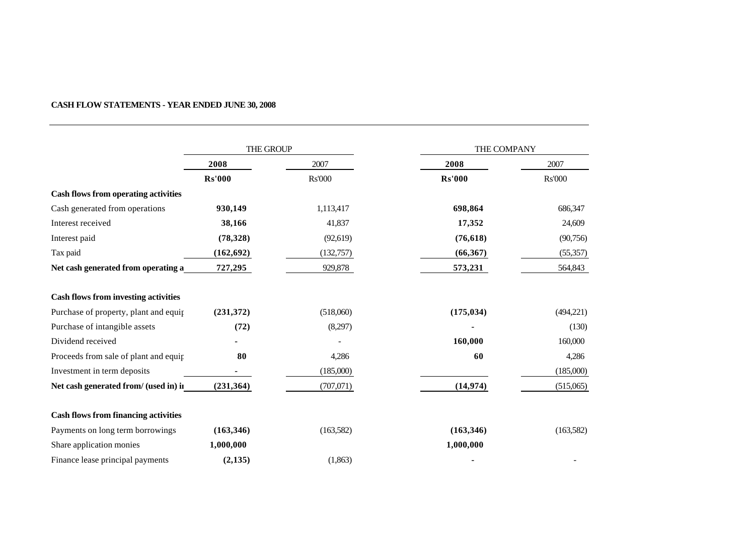**CASH FLOW STATEMENTS - YEAR ENDED JUNE 30, 2008**

| | THE GROUP | | THE COMPANY | |
|---|---|---|---|---|
| | **2008** | 2007 | **2008** | 2007 |
| | **Rs'000** | Rs'000 | **Rs'000** | Rs'000 |
| **Cash flows from operating activities** | | | | |
| Cash generated from operations | **930,149** | 1,113,417 | **698,864** | 686,347 |
| Interest received | **38,166** | 41,837 | **17,352** | 24,609 |
| Interest paid | **(78,328)** | (92,619) | **(76,618)** | (90,756) |
| Tax paid | **(162,692)** | (132,757) | **(66,367)** | (55,357) |
| **Net cash generated from operating a** | **727,295** | 929,878 | **573,231** | 564,843 |
| | | | | |
| **Cash flows from investing activities** | | | | |
| Purchase of property, plant and equip | **(231,372)** | (518,060) | **(175,034)** | (494,221) |
| Purchase of intangible assets | **(72)** | (8,297) | **-** | (130) |
| Dividend received | **-** | - | **160,000** | 160,000 |
| Proceeds from sale of plant and equip | **80** | 4,286 | **60** | 4,286 |
| Investment in term deposits | **-** | (185,000) | | (185,000) |
| **Net cash generated from/ (used in) in** | **(231,364)** | (707,071) | **(14,974)** | (515,065) |
| | | | | |
| **Cash flows from financing activities** | | | | |
| Payments on long term borrowings | **(163,346)** | (163,582) | **(163,346)** | (163,582) |
| Share application monies | **1,000,000** | | **1,000,000** | |
| Finance lease principal payments | **(2,135)** | (1,863) | **-** | - |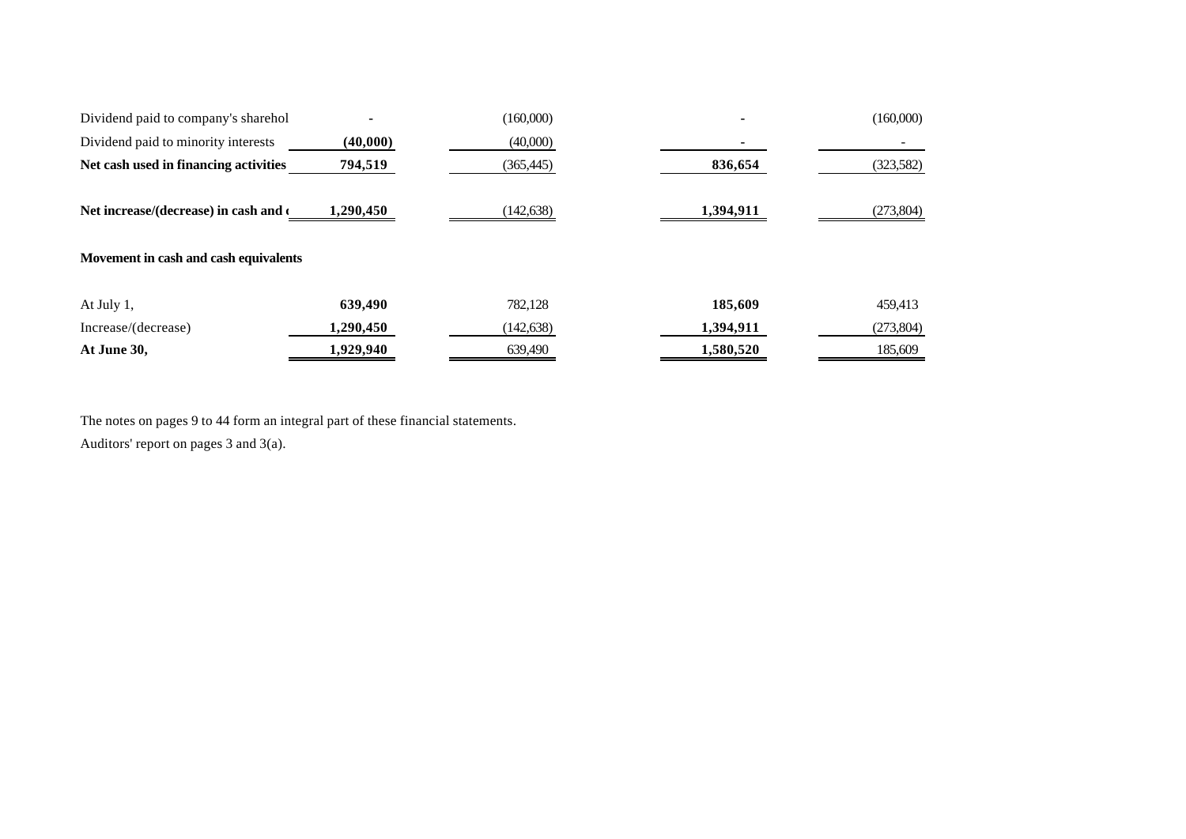| | | | | |
|---|---|---|---|---|
| Dividend paid to company's sharehol | - | (160,000) | - | (160,000) |
| Dividend paid to minority interests | **(40,000)** | (40,000) | - | - |
| **Net cash used in financing activities** | **794,519** | (365,445) | **836,654** | (323,582) |
| **Net increase/(decrease) in cash and (** | **1,290,450** | (142,638) | **1,394,911** | (273,804) |
| **Movement in cash and cash equivalents** | | | | |
| At July 1, | **639,490** | 782,128 | **185,609** | 459,413 |
| Increase/(decrease) | **1,290,450** | (142,638) | **1,394,911** | (273,804) |
| **At June 30,** | **1,929,940** | 639,490 | **1,580,520** | 185,609 |

The notes on pages 9 to 44 form an integral part of these financial statements.

Auditors' report on pages 3 and 3(a).